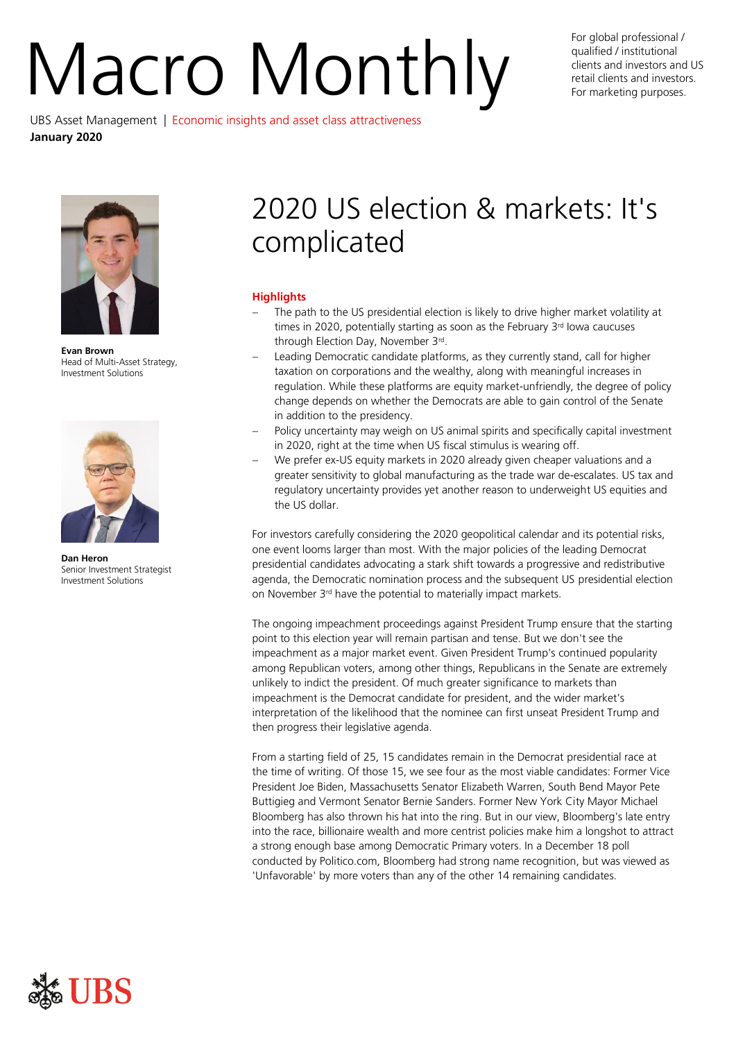# Macro Monthly

For global professional / qualified / institutional clients and investors and US retail clients and investors. For marketing purposes.

UBS Asset Management | Economic insights and asset class attractiveness
**January 2020**

**Evan Brown**
Head of Multi-Asset Strategy, Investment Solutions

**Dan Heron**
Senior Investment Strategist
Investment Solutions

## 2020 US election & markets: It's complicated

### Highlights

- The path to the US presidential election is likely to drive higher market volatility at times in 2020, potentially starting as soon as the February 3rd Iowa caucuses through Election Day, November 3rd.
- Leading Democratic candidate platforms, as they currently stand, call for higher taxation on corporations and the wealthy, along with meaningful increases in regulation. While these platforms are equity market-unfriendly, the degree of policy change depends on whether the Democrats are able to gain control of the Senate in addition to the presidency.
- Policy uncertainty may weigh on US animal spirits and specifically capital investment in 2020, right at the time when US fiscal stimulus is wearing off.
- We prefer ex-US equity markets in 2020 already given cheaper valuations and a greater sensitivity to global manufacturing as the trade war de-escalates. US tax and regulatory uncertainty provides yet another reason to underweight US equities and the US dollar.

For investors carefully considering the 2020 geopolitical calendar and its potential risks, one event looms larger than most. With the major policies of the leading Democrat presidential candidates advocating a stark shift towards a progressive and redistributive agenda, the Democratic nomination process and the subsequent US presidential election on November 3rd have the potential to materially impact markets.

The ongoing impeachment proceedings against President Trump ensure that the starting point to this election year will remain partisan and tense. But we don't see the impeachment as a major market event. Given President Trump's continued popularity among Republican voters, among other things, Republicans in the Senate are extremely unlikely to indict the president. Of much greater significance to markets than impeachment is the Democrat candidate for president, and the wider market's interpretation of the likelihood that the nominee can first unseat President Trump and then progress their legislative agenda.

From a starting field of 25, 15 candidates remain in the Democrat presidential race at the time of writing. Of those 15, we see four as the most viable candidates: Former Vice President Joe Biden, Massachusetts Senator Elizabeth Warren, South Bend Mayor Pete Buttigieg and Vermont Senator Bernie Sanders. Former New York City Mayor Michael Bloomberg has also thrown his hat into the ring. But in our view, Bloomberg's late entry into the race, billionaire wealth and more centrist policies make him a longshot to attract a strong enough base among Democratic Primary voters. In a December 18 poll conducted by Politico.com, Bloomberg had strong name recognition, but was viewed as 'Unfavorable' by more voters than any of the other 14 remaining candidates.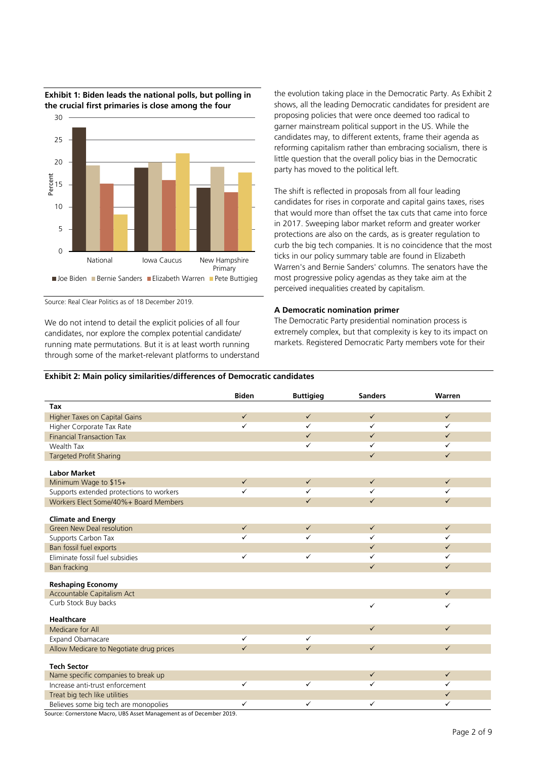**Exhibit 1: Biden leads the national polls, but polling in the crucial first primaries is close among the four**

Source: Real Clear Politics as of 18 December 2019.

We do not intend to detail the explicit policies of all four candidates, nor explore the complex potential candidate/ running mate permutations. But it is at least worth running through some of the market-relevant platforms to understand the evolution taking place in the Democratic Party. As Exhibit 2 shows, all the leading Democratic candidates for president are proposing policies that were once deemed too radical to garner mainstream political support in the US. While the candidates may, to different extents, frame their agenda as reforming capitalism rather than embracing socialism, there is little question that the overall policy bias in the Democratic party has moved to the political left.

The shift is reflected in proposals from all four leading candidates for rises in corporate and capital gains taxes, rises that would more than offset the tax cuts that came into force in 2017. Sweeping labor market reform and greater worker protections are also on the cards, as is greater regulation to curb the big tech companies. It is no coincidence that the most ticks in our policy summary table are found in Elizabeth Warren's and Bernie Sanders' columns. The senators have the most progressive policy agendas as they take aim at the perceived inequalities created by capitalism.

### A Democratic nomination primer

The Democratic Party presidential nomination process is extremely complex, but that complexity is key to its impact on markets. Registered Democratic Party members vote for their

**Exhibit 2: Main policy similarities/differences of Democratic candidates**

| | Biden | Buttigieg | Sanders | Warren |
|---|---|---|---|---|
| **Tax** | | | | |
| Higher Taxes on Capital Gains | ✓ | ✓ | ✓ | ✓ |
| Higher Corporate Tax Rate | ✓ | ✓ | ✓ | ✓ |
| Financial Transaction Tax | | ✓ | ✓ | ✓ |
| Wealth Tax | | ✓ | ✓ | ✓ |
| Targeted Profit Sharing | | | ✓ | ✓ |
| **Labor Market** | | | | |
| Minimum Wage to $15+ | ✓ | ✓ | ✓ | ✓ |
| Supports extended protections to workers | ✓ | ✓ | ✓ | ✓ |
| Workers Elect Some/40%+ Board Members | | ✓ | ✓ | ✓ |
| **Climate and Energy** | | | | |
| Green New Deal resolution | ✓ | ✓ | ✓ | ✓ |
| Supports Carbon Tax | ✓ | ✓ | ✓ | ✓ |
| Ban fossil fuel exports | | | ✓ | ✓ |
| Eliminate fossil fuel subsidies | ✓ | ✓ | ✓ | ✓ |
| Ban fracking | | | ✓ | ✓ |
| **Reshaping Economy** | | | | |
| Accountable Capitalism Act | | | | ✓ |
| Curb Stock Buy backs | | | ✓ | ✓ |
| **Healthcare** | | | | |
| Medicare for All | | | ✓ | ✓ |
| Expand Obamacare | ✓ | ✓ | | |
| Allow Medicare to Negotiate drug prices | ✓ | ✓ | ✓ | ✓ |
| **Tech Sector** | | | | |
| Name specific companies to break up | | | ✓ | ✓ |
| Increase anti-trust enforcement | ✓ | ✓ | ✓ | ✓ |
| Treat big tech like utilities | | | | ✓ |
| Believes some big tech are monopolies | ✓ | ✓ | ✓ | ✓ |

Source: Cornerstone Macro, UBS Asset Management as of December 2019.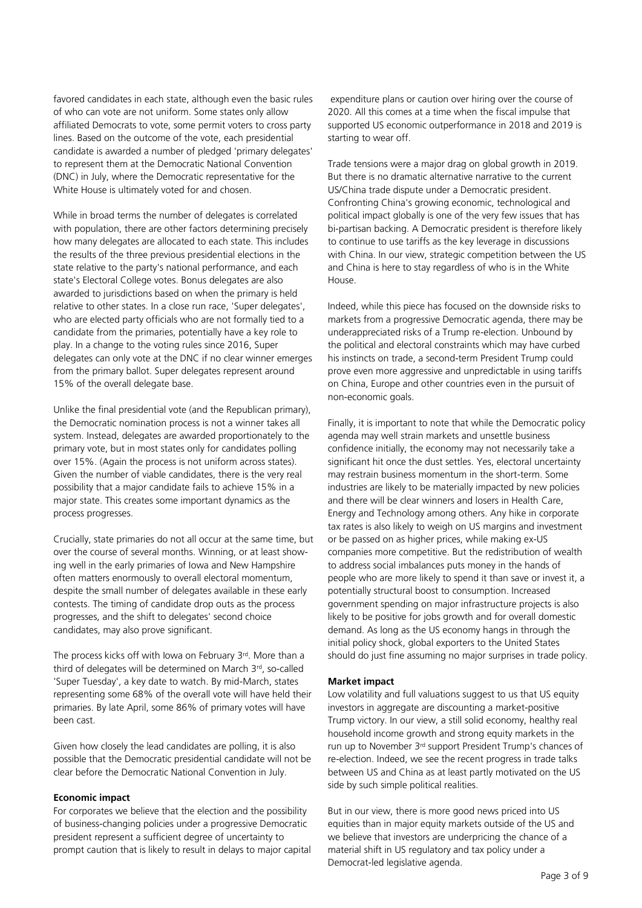favored candidates in each state, although even the basic rules of who can vote are not uniform. Some states only allow affiliated Democrats to vote, some permit voters to cross party lines. Based on the outcome of the vote, each presidential candidate is awarded a number of pledged 'primary delegates' to represent them at the Democratic National Convention (DNC) in July, where the Democratic representative for the White House is ultimately voted for and chosen.

While in broad terms the number of delegates is correlated with population, there are other factors determining precisely how many delegates are allocated to each state. This includes the results of the three previous presidential elections in the state relative to the party's national performance, and each state's Electoral College votes. Bonus delegates are also awarded to jurisdictions based on when the primary is held relative to other states. In a close run race, 'Super delegates', who are elected party officials who are not formally tied to a candidate from the primaries, potentially have a key role to play. In a change to the voting rules since 2016, Super delegates can only vote at the DNC if no clear winner emerges from the primary ballot. Super delegates represent around 15% of the overall delegate base.

Unlike the final presidential vote (and the Republican primary), the Democratic nomination process is not a winner takes all system. Instead, delegates are awarded proportionately to the primary vote, but in most states only for candidates polling over 15%. (Again the process is not uniform across states). Given the number of viable candidates, there is the very real possibility that a major candidate fails to achieve 15% in a major state. This creates some important dynamics as the process progresses.

Crucially, state primaries do not all occur at the same time, but over the course of several months. Winning, or at least showing well in the early primaries of Iowa and New Hampshire often matters enormously to overall electoral momentum, despite the small number of delegates available in these early contests. The timing of candidate drop outs as the process progresses, and the shift to delegates' second choice candidates, may also prove significant.

The process kicks off with Iowa on February 3rd. More than a third of delegates will be determined on March 3rd, so-called 'Super Tuesday', a key date to watch. By mid-March, states representing some 68% of the overall vote will have held their primaries. By late April, some 86% of primary votes will have been cast.

Given how closely the lead candidates are polling, it is also possible that the Democratic presidential candidate will not be clear before the Democratic National Convention in July.

**Economic impact**

For corporates we believe that the election and the possibility of business-changing policies under a progressive Democratic president represent a sufficient degree of uncertainty to prompt caution that is likely to result in delays to major capital expenditure plans or caution over hiring over the course of 2020. All this comes at a time when the fiscal impulse that supported US economic outperformance in 2018 and 2019 is starting to wear off.

Trade tensions were a major drag on global growth in 2019. But there is no dramatic alternative narrative to the current US/China trade dispute under a Democratic president. Confronting China's growing economic, technological and political impact globally is one of the very few issues that has bi-partisan backing. A Democratic president is therefore likely to continue to use tariffs as the key leverage in discussions with China. In our view, strategic competition between the US and China is here to stay regardless of who is in the White House.

Indeed, while this piece has focused on the downside risks to markets from a progressive Democratic agenda, there may be underappreciated risks of a Trump re-election. Unbound by the political and electoral constraints which may have curbed his instincts on trade, a second-term President Trump could prove even more aggressive and unpredictable in using tariffs on China, Europe and other countries even in the pursuit of non-economic goals.

Finally, it is important to note that while the Democratic policy agenda may well strain markets and unsettle business confidence initially, the economy may not necessarily take a significant hit once the dust settles. Yes, electoral uncertainty may restrain business momentum in the short-term. Some industries are likely to be materially impacted by new policies and there will be clear winners and losers in Health Care, Energy and Technology among others. Any hike in corporate tax rates is also likely to weigh on US margins and investment or be passed on as higher prices, while making ex-US companies more competitive. But the redistribution of wealth to address social imbalances puts money in the hands of people who are more likely to spend it than save or invest it, a potentially structural boost to consumption. Increased government spending on major infrastructure projects is also likely to be positive for jobs growth and for overall domestic demand. As long as the US economy hangs in through the initial policy shock, global exporters to the United States should do just fine assuming no major surprises in trade policy.

**Market impact**

Low volatility and full valuations suggest to us that US equity investors in aggregate are discounting a market-positive Trump victory. In our view, a still solid economy, healthy real household income growth and strong equity markets in the run up to November 3rd support President Trump's chances of re-election. Indeed, we see the recent progress in trade talks between US and China as at least partly motivated on the US side by such simple political realities.

But in our view, there is more good news priced into US equities than in major equity markets outside of the US and we believe that investors are underpricing the chance of a material shift in US regulatory and tax policy under a Democrat-led legislative agenda.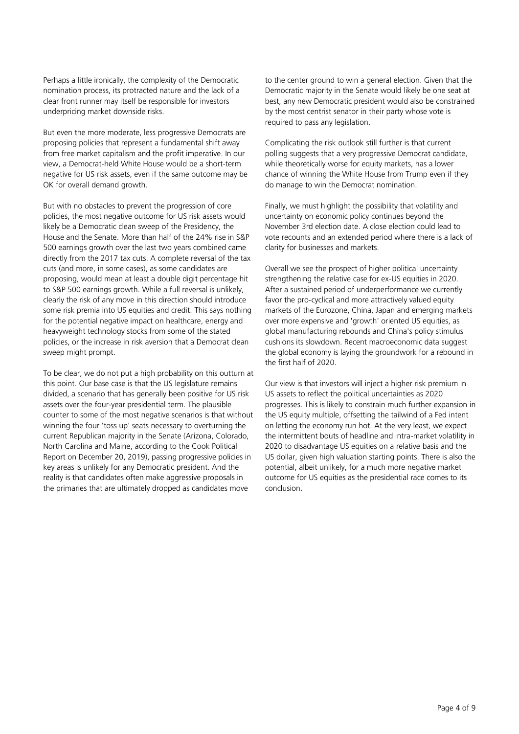Perhaps a little ironically, the complexity of the Democratic nomination process, its protracted nature and the lack of a clear front runner may itself be responsible for investors underpricing market downside risks.

But even the more moderate, less progressive Democrats are proposing policies that represent a fundamental shift away from free market capitalism and the profit imperative. In our view, a Democrat-held White House would be a short-term negative for US risk assets, even if the same outcome may be OK for overall demand growth.

But with no obstacles to prevent the progression of core policies, the most negative outcome for US risk assets would likely be a Democratic clean sweep of the Presidency, the House and the Senate. More than half of the 24% rise in S&P 500 earnings growth over the last two years combined came directly from the 2017 tax cuts. A complete reversal of the tax cuts (and more, in some cases), as some candidates are proposing, would mean at least a double digit percentage hit to S&P 500 earnings growth. While a full reversal is unlikely, clearly the risk of any move in this direction should introduce some risk premia into US equities and credit. This says nothing for the potential negative impact on healthcare, energy and heavyweight technology stocks from some of the stated policies, or the increase in risk aversion that a Democrat clean sweep might prompt.

To be clear, we do not put a high probability on this outturn at this point. Our base case is that the US legislature remains divided, a scenario that has generally been positive for US risk assets over the four-year presidential term. The plausible counter to some of the most negative scenarios is that without winning the four 'toss up' seats necessary to overturning the current Republican majority in the Senate (Arizona, Colorado, North Carolina and Maine, according to the Cook Political Report on December 20, 2019), passing progressive policies in key areas is unlikely for any Democratic president. And the reality is that candidates often make aggressive proposals in the primaries that are ultimately dropped as candidates move to the center ground to win a general election. Given that the Democratic majority in the Senate would likely be one seat at best, any new Democratic president would also be constrained by the most centrist senator in their party whose vote is required to pass any legislation.

Complicating the risk outlook still further is that current polling suggests that a very progressive Democrat candidate, while theoretically worse for equity markets, has a lower chance of winning the White House from Trump even if they do manage to win the Democrat nomination.

Finally, we must highlight the possibility that volatility and uncertainty on economic policy continues beyond the November 3rd election date. A close election could lead to vote recounts and an extended period where there is a lack of clarity for businesses and markets.

Overall we see the prospect of higher political uncertainty strengthening the relative case for ex-US equities in 2020. After a sustained period of underperformance we currently favor the pro-cyclical and more attractively valued equity markets of the Eurozone, China, Japan and emerging markets over more expensive and 'growth' oriented US equities, as global manufacturing rebounds and China's policy stimulus cushions its slowdown. Recent macroeconomic data suggest the global economy is laying the groundwork for a rebound in the first half of 2020.

Our view is that investors will inject a higher risk premium in US assets to reflect the political uncertainties as 2020 progresses. This is likely to constrain much further expansion in the US equity multiple, offsetting the tailwind of a Fed intent on letting the economy run hot. At the very least, we expect the intermittent bouts of headline and intra-market volatility in 2020 to disadvantage US equities on a relative basis and the US dollar, given high valuation starting points. There is also the potential, albeit unlikely, for a much more negative market outcome for US equities as the presidential race comes to its conclusion.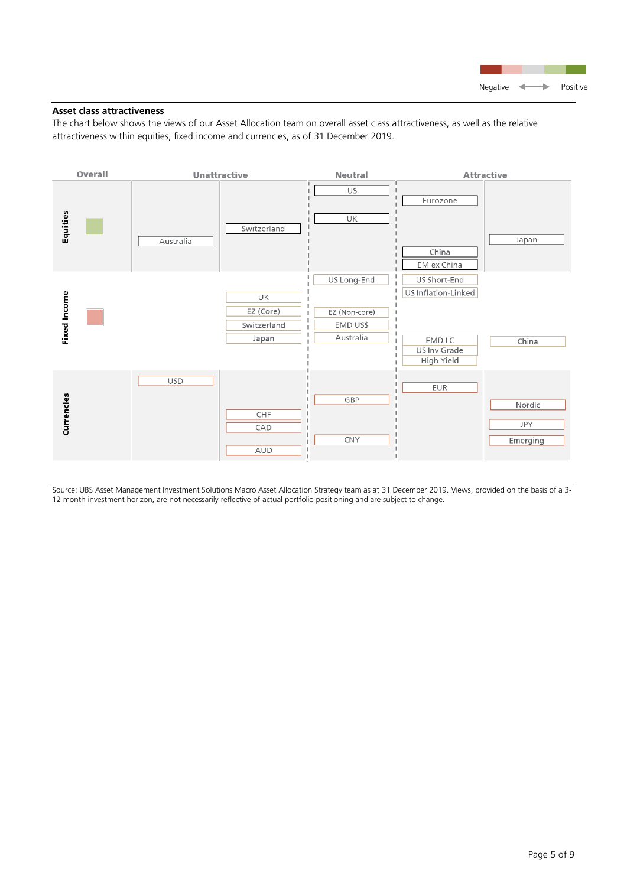Negative ⟵⟶ Positive

## Asset class attractiveness

The chart below shows the views of our Asset Allocation team on overall asset class attractiveness, as well as the relative attractiveness within equities, fixed income and currencies, as of 31 December 2019.

| | Overall | Unattractive | | Neutral | Attractive | |
|---|---|---|---|---|---|---|
| **Equities** | (green) | Australia | Switzerland | US, UK | Eurozone, China, EM ex China | Japan |
| **Fixed Income** | (red) | | UK, EZ (Core), Switzerland, Japan | US Long-End, EZ (Non-core), EMD US$, Australia | US Short-End, US Inflation-Linked, EMD LC, US Inv Grade, High Yield | China |
| **Currencies** | | USD | CHF, CAD, AUD | GBP, CNY | EUR | Nordic, JPY, Emerging |

Source: UBS Asset Management Investment Solutions Macro Asset Allocation Strategy team as at 31 December 2019. Views, provided on the basis of a 3-12 month investment horizon, are not necessarily reflective of actual portfolio positioning and are subject to change.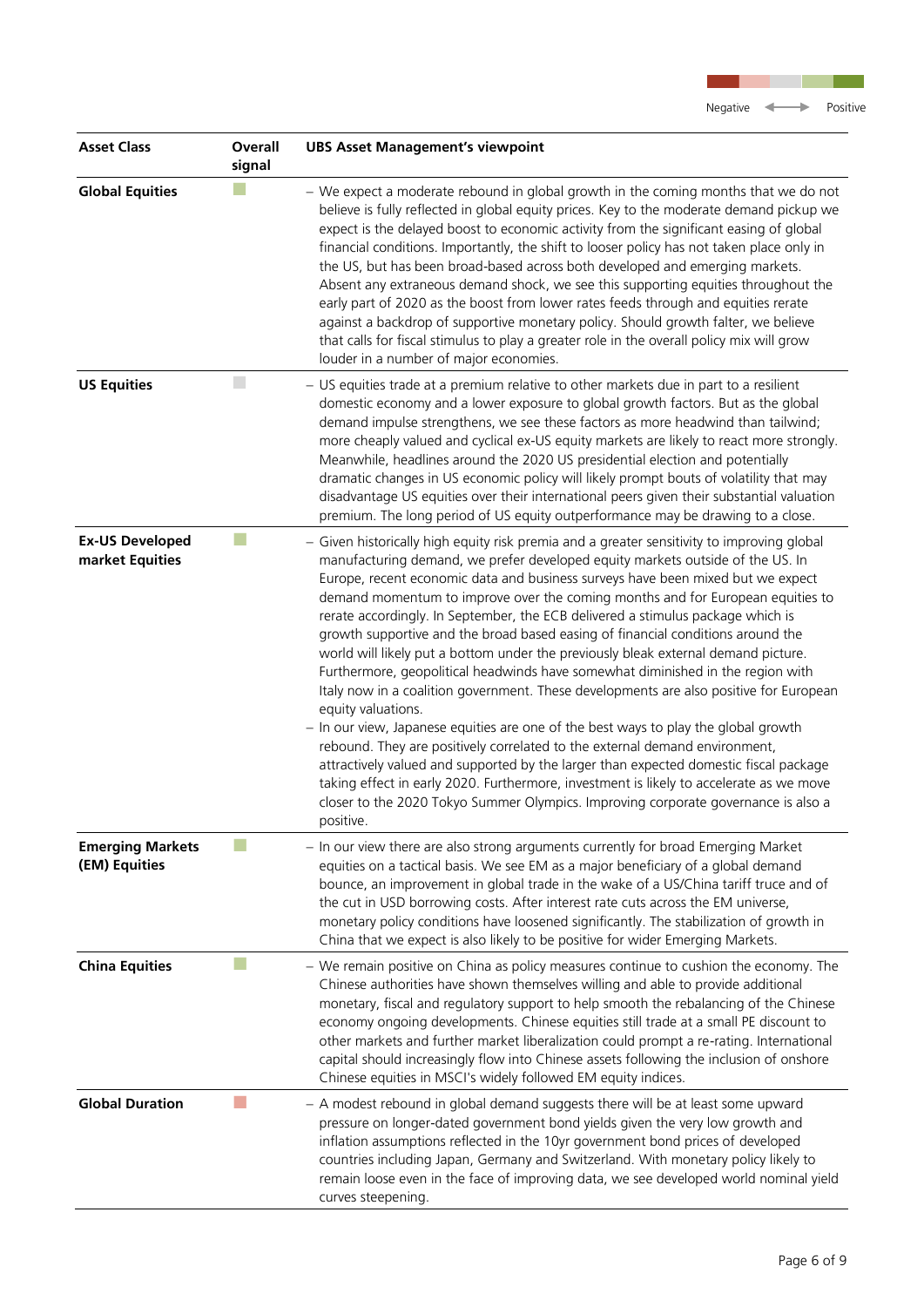Negative ⟷ Positive

| Asset Class | Overall signal | UBS Asset Management's viewpoint |
|---|---|---|
| **Global Equities** | Light green | – We expect a moderate rebound in global growth in the coming months that we do not believe is fully reflected in global equity prices. Key to the moderate demand pickup we expect is the delayed boost to economic activity from the significant easing of global financial conditions. Importantly, the shift to looser policy has not taken place only in the US, but has been broad-based across both developed and emerging markets. Absent any extraneous demand shock, we see this supporting equities throughout the early part of 2020 as the boost from lower rates feeds through and equities rerate against a backdrop of supportive monetary policy. Should growth falter, we believe that calls for fiscal stimulus to play a greater role in the overall policy mix will grow louder in a number of major economies. |
| **US Equities** | Grey | – US equities trade at a premium relative to other markets due in part to a resilient domestic economy and a lower exposure to global growth factors. But as the global demand impulse strengthens, we see these factors as more headwind than tailwind; more cheaply valued and cyclical ex-US equity markets are likely to react more strongly. Meanwhile, headlines around the 2020 US presidential election and potentially dramatic changes in US economic policy will likely prompt bouts of volatility that may disadvantage US equities over their international peers given their substantial valuation premium. The long period of US equity outperformance may be drawing to a close. |
| **Ex-US Developed market Equities** | Light green | – Given historically high equity risk premia and a greater sensitivity to improving global manufacturing demand, we prefer developed equity markets outside of the US. In Europe, recent economic data and business surveys have been mixed but we expect demand momentum to improve over the coming months and for European equities to rerate accordingly. In September, the ECB delivered a stimulus package which is growth supportive and the broad based easing of financial conditions around the world will likely put a bottom under the previously bleak external demand picture. Furthermore, geopolitical headwinds have somewhat diminished in the region with Italy now in a coalition government. These developments are also positive for European equity valuations.<br>– In our view, Japanese equities are one of the best ways to play the global growth rebound. They are positively correlated to the external demand environment, attractively valued and supported by the larger than expected domestic fiscal package taking effect in early 2020. Furthermore, investment is likely to accelerate as we move closer to the 2020 Tokyo Summer Olympics. Improving corporate governance is also a positive. |
| **Emerging Markets (EM) Equities** | Light green | – In our view there are also strong arguments currently for broad Emerging Market equities on a tactical basis. We see EM as a major beneficiary of a global demand bounce, an improvement in global trade in the wake of a US/China tariff truce and of the cut in USD borrowing costs. After interest rate cuts across the EM universe, monetary policy conditions have loosened significantly. The stabilization of growth in China that we expect is also likely to be positive for wider Emerging Markets. |
| **China Equities** | Light green | – We remain positive on China as policy measures continue to cushion the economy. The Chinese authorities have shown themselves willing and able to provide additional monetary, fiscal and regulatory support to help smooth the rebalancing of the Chinese economy ongoing developments. Chinese equities still trade at a small PE discount to other markets and further market liberalization could prompt a re-rating. International capital should increasingly flow into Chinese assets following the inclusion of onshore Chinese equities in MSCI's widely followed EM equity indices. |
| **Global Duration** | Light red | – A modest rebound in global demand suggests there will be at least some upward pressure on longer-dated government bond yields given the very low growth and inflation assumptions reflected in the 10yr government bond prices of developed countries including Japan, Germany and Switzerland. With monetary policy likely to remain loose even in the face of improving data, we see developed world nominal yield curves steepening. |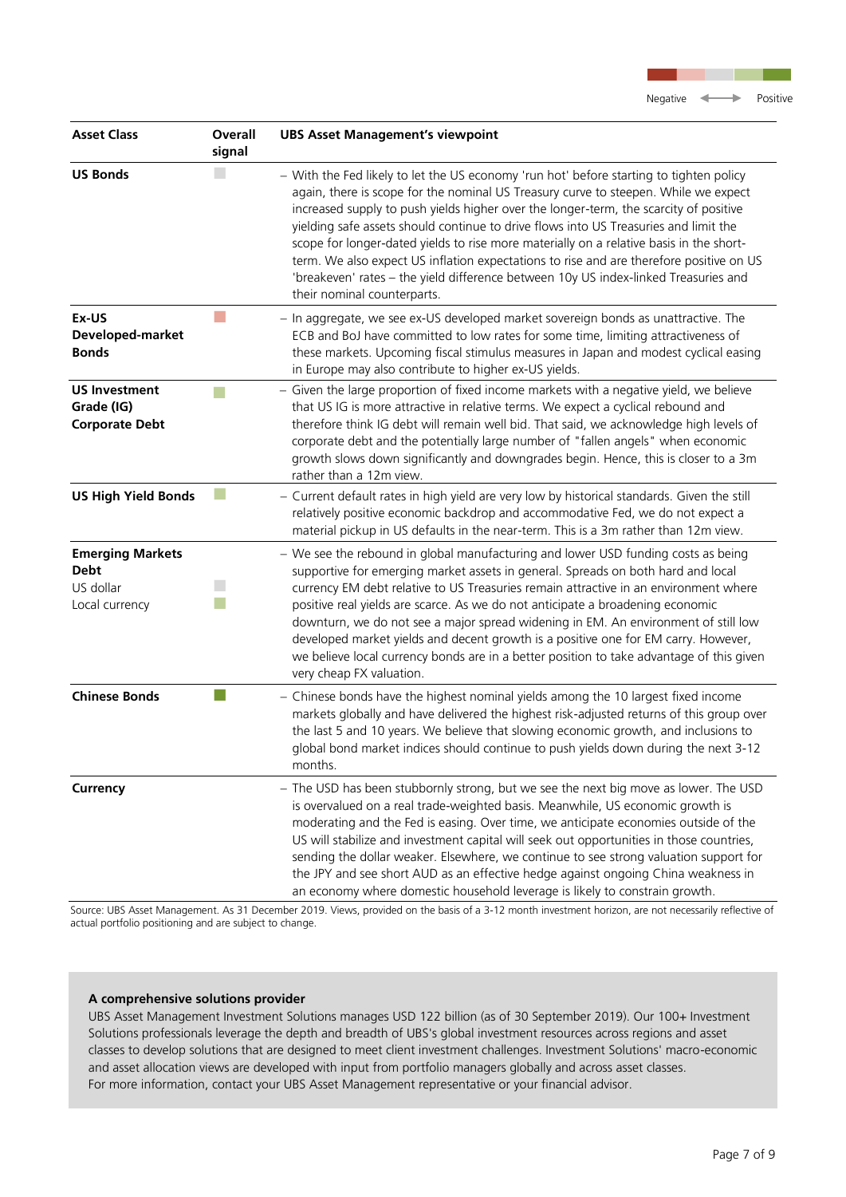Negative ⟷ Positive

| Asset Class | Overall signal | UBS Asset Management's viewpoint |
|---|---|---|
| **US Bonds** | Neutral | – With the Fed likely to let the US economy 'run hot' before starting to tighten policy again, there is scope for the nominal US Treasury curve to steepen. While we expect increased supply to push yields higher over the longer-term, the scarcity of positive yielding safe assets should continue to drive flows into US Treasuries and limit the scope for longer-dated yields to rise more materially on a relative basis in the short-term. We also expect US inflation expectations to rise and are therefore positive on US 'breakeven' rates – the yield difference between 10y US index-linked Treasuries and their nominal counterparts. |
| **Ex-US Developed-market Bonds** | Slightly negative | – In aggregate, we see ex-US developed market sovereign bonds as unattractive. The ECB and BoJ have committed to low rates for some time, limiting attractiveness of these markets. Upcoming fiscal stimulus measures in Japan and modest cyclical easing in Europe may also contribute to higher ex-US yields. |
| **US Investment Grade (IG) Corporate Debt** | Slightly positive | – Given the large proportion of fixed income markets with a negative yield, we believe that US IG is more attractive in relative terms. We expect a cyclical rebound and therefore think IG debt will remain well bid. That said, we acknowledge high levels of corporate debt and the potentially large number of "fallen angels" when economic growth slows down significantly and downgrades begin. Hence, this is closer to a 3m rather than a 12m view. |
| **US High Yield Bonds** | Slightly positive | – Current default rates in high yield are very low by historical standards. Given the still relatively positive economic backdrop and accommodative Fed, we do not expect a material pickup in US defaults in the near-term. This is a 3m rather than 12m view. |
| **Emerging Markets Debt**<br>US dollar<br>Local currency | <br><br>Neutral<br>Slightly positive | – We see the rebound in global manufacturing and lower USD funding costs as being supportive for emerging market assets in general. Spreads on both hard and local currency EM debt relative to US Treasuries remain attractive in an environment where positive real yields are scarce. As we do not anticipate a broadening economic downturn, we do not see a major spread widening in EM. An environment of still low developed market yields and decent growth is a positive one for EM carry. However, we believe local currency bonds are in a better position to take advantage of this given very cheap FX valuation. |
| **Chinese Bonds** | Positive | – Chinese bonds have the highest nominal yields among the 10 largest fixed income markets globally and have delivered the highest risk-adjusted returns of this group over the last 5 and 10 years. We believe that slowing economic growth, and inclusions to global bond market indices should continue to push yields down during the next 3-12 months. |
| **Currency** | | – The USD has been stubbornly strong, but we see the next big move as lower. The USD is overvalued on a real trade-weighted basis. Meanwhile, US economic growth is moderating and the Fed is easing. Over time, we anticipate economies outside of the US will stabilize and investment capital will seek out opportunities in those countries, sending the dollar weaker. Elsewhere, we continue to see strong valuation support for the JPY and see short AUD as an effective hedge against ongoing China weakness in an economy where domestic household leverage is likely to constrain growth. |

Source: UBS Asset Management. As 31 December 2019. Views, provided on the basis of a 3-12 month investment horizon, are not necessarily reflective of actual portfolio positioning and are subject to change.

**A comprehensive solutions provider**

UBS Asset Management Investment Solutions manages USD 122 billion (as of 30 September 2019). Our 100+ Investment Solutions professionals leverage the depth and breadth of UBS's global investment resources across regions and asset classes to develop solutions that are designed to meet client investment challenges. Investment Solutions' macro-economic and asset allocation views are developed with input from portfolio managers globally and across asset classes.
For more information, contact your UBS Asset Management representative or your financial advisor.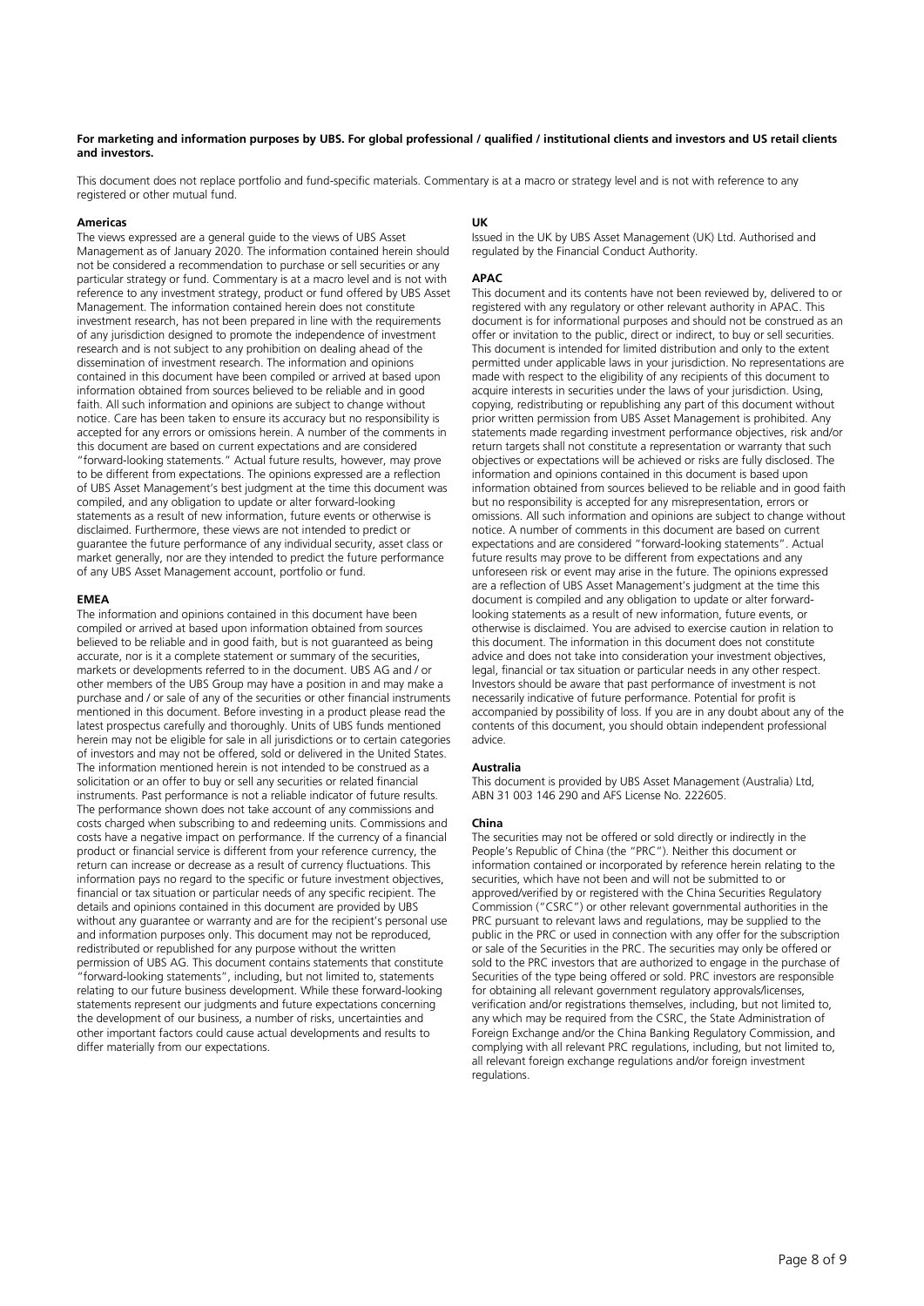**For marketing and information purposes by UBS. For global professional / qualified / institutional clients and investors and US retail clients and investors.**

This document does not replace portfolio and fund-specific materials. Commentary is at a macro or strategy level and is not with reference to any registered or other mutual fund.

**Americas**

The views expressed are a general guide to the views of UBS Asset Management as of January 2020. The information contained herein should not be considered a recommendation to purchase or sell securities or any particular strategy or fund. Commentary is at a macro level and is not with reference to any investment strategy, product or fund offered by UBS Asset Management. The information contained herein does not constitute investment research, has not been prepared in line with the requirements of any jurisdiction designed to promote the independence of investment research and is not subject to any prohibition on dealing ahead of the dissemination of investment research. The information and opinions contained in this document have been compiled or arrived at based upon information obtained from sources believed to be reliable and in good faith. All such information and opinions are subject to change without notice. Care has been taken to ensure its accuracy but no responsibility is accepted for any errors or omissions herein. A number of the comments in this document are based on current expectations and are considered "forward-looking statements." Actual future results, however, may prove to be different from expectations. The opinions expressed are a reflection of UBS Asset Management's best judgment at the time this document was compiled, and any obligation to update or alter forward-looking statements as a result of new information, future events or otherwise is disclaimed. Furthermore, these views are not intended to predict or guarantee the future performance of any individual security, asset class or market generally, nor are they intended to predict the future performance of any UBS Asset Management account, portfolio or fund.

**EMEA**

The information and opinions contained in this document have been compiled or arrived at based upon information obtained from sources believed to be reliable and in good faith, but is not guaranteed as being accurate, nor is it a complete statement or summary of the securities, markets or developments referred to in the document. UBS AG and / or other members of the UBS Group may have a position in and may make a purchase and / or sale of any of the securities or other financial instruments mentioned in this document. Before investing in a product please read the latest prospectus carefully and thoroughly. Units of UBS funds mentioned herein may not be eligible for sale in all jurisdictions or to certain categories of investors and may not be offered, sold or delivered in the United States. The information mentioned herein is not intended to be construed as a solicitation or an offer to buy or sell any securities or related financial instruments. Past performance is not a reliable indicator of future results. The performance shown does not take account of any commissions and costs charged when subscribing to and redeeming units. Commissions and costs have a negative impact on performance. If the currency of a financial product or financial service is different from your reference currency, the return can increase or decrease as a result of currency fluctuations. This information pays no regard to the specific or future investment objectives, financial or tax situation or particular needs of any specific recipient. The details and opinions contained in this document are provided by UBS without any guarantee or warranty and are for the recipient's personal use and information purposes only. This document may not be reproduced, redistributed or republished for any purpose without the written permission of UBS AG. This document contains statements that constitute "forward-looking statements", including, but not limited to, statements relating to our future business development. While these forward-looking statements represent our judgments and future expectations concerning the development of our business, a number of risks, uncertainties and other important factors could cause actual developments and results to differ materially from our expectations.

**UK**

Issued in the UK by UBS Asset Management (UK) Ltd. Authorised and regulated by the Financial Conduct Authority.

**APAC**

This document and its contents have not been reviewed by, delivered to or registered with any regulatory or other relevant authority in APAC. This document is for informational purposes and should not be construed as an offer or invitation to the public, direct or indirect, to buy or sell securities. This document is intended for limited distribution and only to the extent permitted under applicable laws in your jurisdiction. No representations are made with respect to the eligibility of any recipients of this document to acquire interests in securities under the laws of your jurisdiction. Using, copying, redistributing or republishing any part of this document without prior written permission from UBS Asset Management is prohibited. Any statements made regarding investment performance objectives, risk and/or return targets shall not constitute a representation or warranty that such objectives or expectations will be achieved or risks are fully disclosed. The information and opinions contained in this document is based upon information obtained from sources believed to be reliable and in good faith but no responsibility is accepted for any misrepresentation, errors or omissions. All such information and opinions are subject to change without notice. A number of comments in this document are based on current expectations and are considered "forward-looking statements". Actual future results may prove to be different from expectations and any unforeseen risk or event may arise in the future. The opinions expressed are a reflection of UBS Asset Management's judgment at the time this document is compiled and any obligation to update or alter forward-looking statements as a result of new information, future events, or otherwise is disclaimed. You are advised to exercise caution in relation to this document. The information in this document does not constitute advice and does not take into consideration your investment objectives, legal, financial or tax situation or particular needs in any other respect. Investors should be aware that past performance of investment is not necessarily indicative of future performance. Potential for profit is accompanied by possibility of loss. If you are in any doubt about any of the contents of this document, you should obtain independent professional advice.

**Australia**

This document is provided by UBS Asset Management (Australia) Ltd, ABN 31 003 146 290 and AFS License No. 222605.

**China**

The securities may not be offered or sold directly or indirectly in the People's Republic of China (the "PRC"). Neither this document or information contained or incorporated by reference herein relating to the securities, which have not been and will not be submitted to or approved/verified by or registered with the China Securities Regulatory Commission ("CSRC") or other relevant governmental authorities in the PRC pursuant to relevant laws and regulations, may be supplied to the public in the PRC or used in connection with any offer for the subscription or sale of the Securities in the PRC. The securities may only be offered or sold to the PRC investors that are authorized to engage in the purchase of Securities of the type being offered or sold. PRC investors are responsible for obtaining all relevant government regulatory approvals/licenses, verification and/or registrations themselves, including, but not limited to, any which may be required from the CSRC, the State Administration of Foreign Exchange and/or the China Banking Regulatory Commission, and complying with all relevant PRC regulations, including, but not limited to, all relevant foreign exchange regulations and/or foreign investment regulations.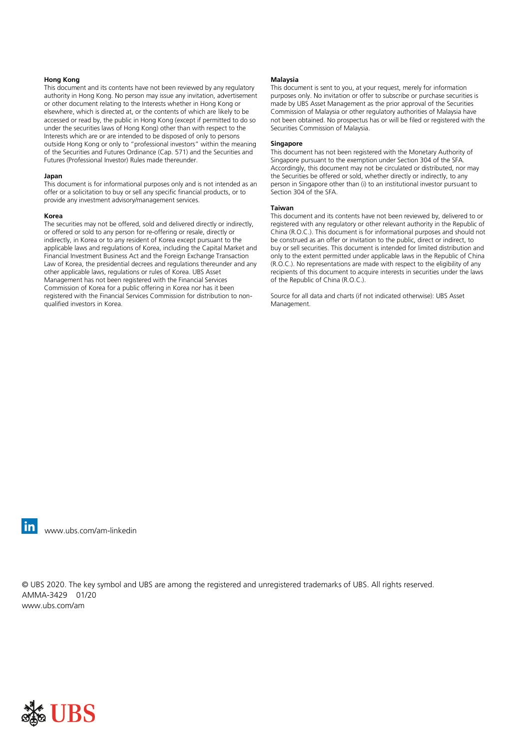**Hong Kong**
This document and its contents have not been reviewed by any regulatory authority in Hong Kong. No person may issue any invitation, advertisement or other document relating to the Interests whether in Hong Kong or elsewhere, which is directed at, or the contents of which are likely to be accessed or read by, the public in Hong Kong (except if permitted to do so under the securities laws of Hong Kong) other than with respect to the Interests which are or are intended to be disposed of only to persons outside Hong Kong or only to "professional investors" within the meaning of the Securities and Futures Ordinance (Cap. 571) and the Securities and Futures (Professional Investor) Rules made thereunder.

**Japan**
This document is for informational purposes only and is not intended as an offer or a solicitation to buy or sell any specific financial products, or to provide any investment advisory/management services.

**Korea**
The securities may not be offered, sold and delivered directly or indirectly, or offered or sold to any person for re-offering or resale, directly or indirectly, in Korea or to any resident of Korea except pursuant to the applicable laws and regulations of Korea, including the Capital Market and Financial Investment Business Act and the Foreign Exchange Transaction Law of Korea, the presidential decrees and regulations thereunder and any other applicable laws, regulations or rules of Korea. UBS Asset Management has not been registered with the Financial Services Commission of Korea for a public offering in Korea nor has it been registered with the Financial Services Commission for distribution to non-qualified investors in Korea.

**Malaysia**
This document is sent to you, at your request, merely for information purposes only. No invitation or offer to subscribe or purchase securities is made by UBS Asset Management as the prior approval of the Securities Commission of Malaysia or other regulatory authorities of Malaysia have not been obtained. No prospectus has or will be filed or registered with the Securities Commission of Malaysia.

**Singapore**
This document has not been registered with the Monetary Authority of Singapore pursuant to the exemption under Section 304 of the SFA. Accordingly, this document may not be circulated or distributed, nor may the Securities be offered or sold, whether directly or indirectly, to any person in Singapore other than (i) to an institutional investor pursuant to Section 304 of the SFA.

**Taiwan**
This document and its contents have not been reviewed by, delivered to or registered with any regulatory or other relevant authority in the Republic of China (R.O.C.). This document is for informational purposes and should not be construed as an offer or invitation to the public, direct or indirect, to buy or sell securities. This document is intended for limited distribution and only to the extent permitted under applicable laws in the Republic of China (R.O.C.). No representations are made with respect to the eligibility of any recipients of this document to acquire interests in securities under the laws of the Republic of China (R.O.C.).

Source for all data and charts (if not indicated otherwise): UBS Asset Management.

www.ubs.com/am-linkedin

© UBS 2020. The key symbol and UBS are among the registered and unregistered trademarks of UBS. All rights reserved.
AMMA-3429 01/20
www.ubs.com/am

UBS